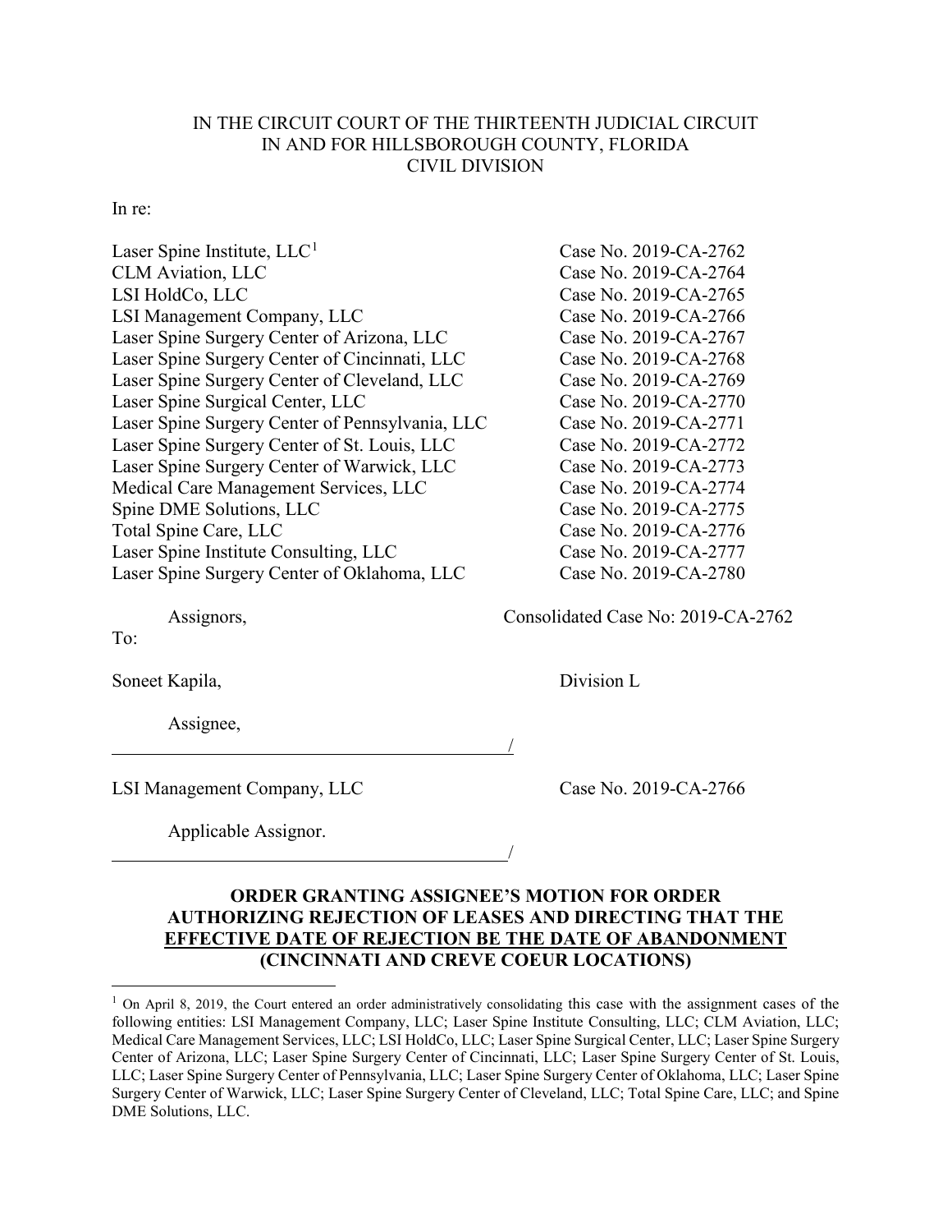IN THE CIRCUIT COURT OF THE THIRTEENTH JUDICIAL CIRCUIT
IN AND FOR HILLSBOROUGH COUNTY, FLORIDA
CIVIL DIVISION

In re:

| | |
|---|---|
| Laser Spine Institute, LLC[1] | Case No. 2019-CA-2762 |
| CLM Aviation, LLC | Case No. 2019-CA-2764 |
| LSI HoldCo, LLC | Case No. 2019-CA-2765 |
| LSI Management Company, LLC | Case No. 2019-CA-2766 |
| Laser Spine Surgery Center of Arizona, LLC | Case No. 2019-CA-2767 |
| Laser Spine Surgery Center of Cincinnati, LLC | Case No. 2019-CA-2768 |
| Laser Spine Surgery Center of Cleveland, LLC | Case No. 2019-CA-2769 |
| Laser Spine Surgical Center, LLC | Case No. 2019-CA-2770 |
| Laser Spine Surgery Center of Pennsylvania, LLC | Case No. 2019-CA-2771 |
| Laser Spine Surgery Center of St. Louis, LLC | Case No. 2019-CA-2772 |
| Laser Spine Surgery Center of Warwick, LLC | Case No. 2019-CA-2773 |
| Medical Care Management Services, LLC | Case No. 2019-CA-2774 |
| Spine DME Solutions, LLC | Case No. 2019-CA-2775 |
| Total Spine Care, LLC | Case No. 2019-CA-2776 |
| Laser Spine Institute Consulting, LLC | Case No. 2019-CA-2777 |
| Laser Spine Surgery Center of Oklahoma, LLC | Case No. 2019-CA-2780 |

Assignors, Consolidated Case No: 2019-CA-2762

To:

Soneet Kapila, Division L

Assignee,

_______________________________________/

LSI Management Company, LLC Case No. 2019-CA-2766

Applicable Assignor.

_______________________________________/

**ORDER GRANTING ASSIGNEE'S MOTION FOR ORDER AUTHORIZING REJECTION OF LEASES AND DIRECTING THAT THE <u>EFFECTIVE DATE OF REJECTION BE THE DATE OF ABANDONMENT</u> (CINCINNATI AND CREVE COEUR LOCATIONS)**

---

[1] On April 8, 2019, the Court entered an order administratively consolidating this case with the assignment cases of the following entities: LSI Management Company, LLC; Laser Spine Institute Consulting, LLC; CLM Aviation, LLC; Medical Care Management Services, LLC; LSI HoldCo, LLC; Laser Spine Surgical Center, LLC; Laser Spine Surgery Center of Arizona, LLC; Laser Spine Surgery Center of Cincinnati, LLC; Laser Spine Surgery Center of St. Louis, LLC; Laser Spine Surgery Center of Pennsylvania, LLC; Laser Spine Surgery Center of Oklahoma, LLC; Laser Spine Surgery Center of Warwick, LLC; Laser Spine Surgery Center of Cleveland, LLC; Total Spine Care, LLC; and Spine DME Solutions, LLC.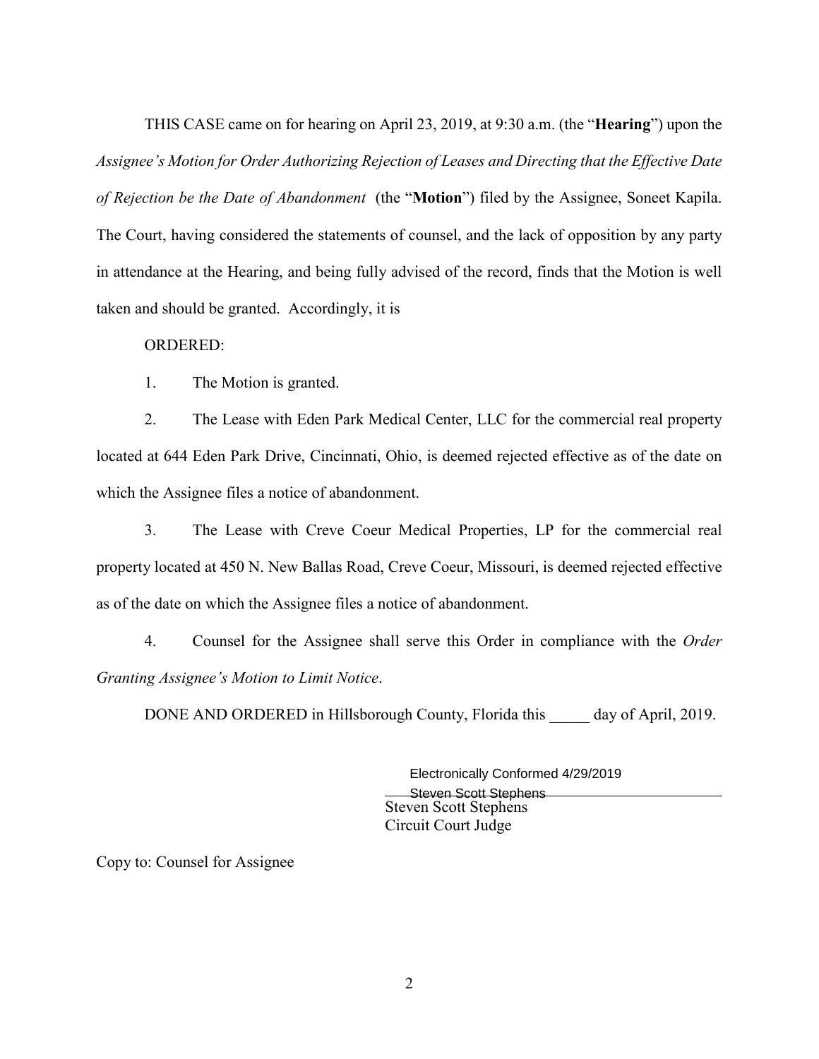THIS CASE came on for hearing on April 23, 2019, at 9:30 a.m. (the "**Hearing**") upon the *Assignee's Motion for Order Authorizing Rejection of Leases and Directing that the Effective Date of Rejection be the Date of Abandonment* (the "**Motion**") filed by the Assignee, Soneet Kapila. The Court, having considered the statements of counsel, and the lack of opposition by any party in attendance at the Hearing, and being fully advised of the record, finds that the Motion is well taken and should be granted. Accordingly, it is

ORDERED:

1. The Motion is granted.

2. The Lease with Eden Park Medical Center, LLC for the commercial real property located at 644 Eden Park Drive, Cincinnati, Ohio, is deemed rejected effective as of the date on which the Assignee files a notice of abandonment.

3. The Lease with Creve Coeur Medical Properties, LP for the commercial real property located at 450 N. New Ballas Road, Creve Coeur, Missouri, is deemed rejected effective as of the date on which the Assignee files a notice of abandonment.

4. Counsel for the Assignee shall serve this Order in compliance with the *Order Granting Assignee's Motion to Limit Notice*.

DONE AND ORDERED in Hillsborough County, Florida this _____ day of April, 2019.

Electronically Conformed 4/29/2019
Steven Scott Stephens

Steven Scott Stephens
Circuit Court Judge

Copy to: Counsel for Assignee